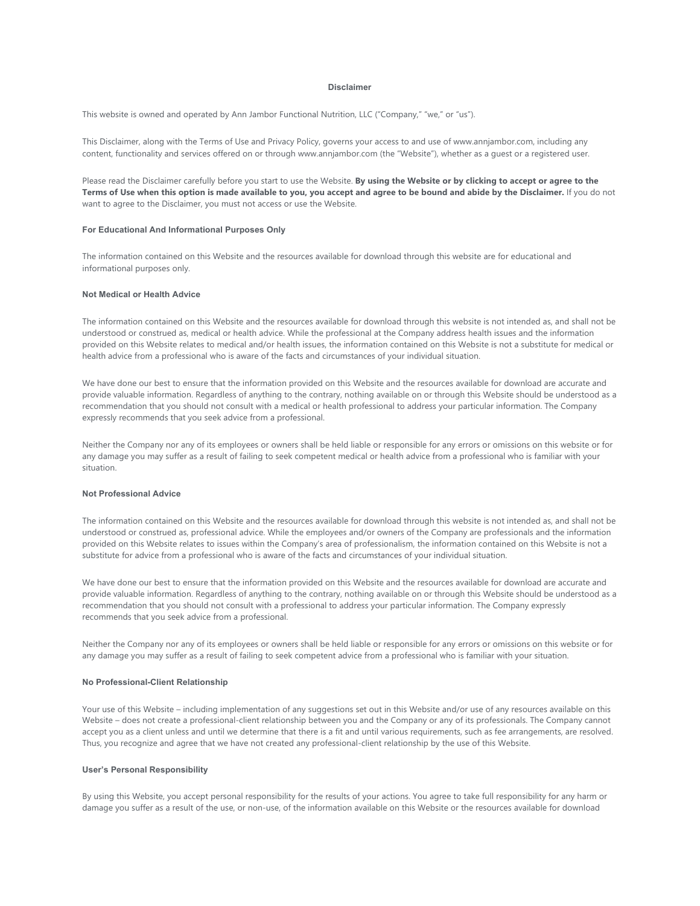# Disclaimer

This website is owned and operated by Ann Jambor Functional Nutrition, LLC ("Company," "we," or "us").

This Disclaimer, along with the Terms of Use and Privacy Policy, governs your access to and use of www.annjambor.com, including any content, functionality and services offered on or through www.annjambor.com (the "Website"), whether as a guest or a registered user.

Please read the Disclaimer carefully before you start to use the Website. **By using the Website or by clicking to accept or agree to the Terms of Use when this option is made available to you, you accept and agree to be bound and abide by the Disclaimer.** If you do not want to agree to the Disclaimer, you must not access or use the Website.

## For Educational And Informational Purposes Only

The information contained on this Website and the resources available for download through this website are for educational and informational purposes only.

## Not Medical or Health Advice

The information contained on this Website and the resources available for download through this website is not intended as, and shall not be understood or construed as, medical or health advice. While the professional at the Company address health issues and the information provided on this Website relates to medical and/or health issues, the information contained on this Website is not a substitute for medical or health advice from a professional who is aware of the facts and circumstances of your individual situation.

We have done our best to ensure that the information provided on this Website and the resources available for download are accurate and provide valuable information. Regardless of anything to the contrary, nothing available on or through this Website should be understood as a recommendation that you should not consult with a medical or health professional to address your particular information. The Company expressly recommends that you seek advice from a professional.

Neither the Company nor any of its employees or owners shall be held liable or responsible for any errors or omissions on this website or for any damage you may suffer as a result of failing to seek competent medical or health advice from a professional who is familiar with your situation.

## Not Professional Advice

The information contained on this Website and the resources available for download through this website is not intended as, and shall not be understood or construed as, professional advice. While the employees and/or owners of the Company are professionals and the information provided on this Website relates to issues within the Company's area of professionalism, the information contained on this Website is not a substitute for advice from a professional who is aware of the facts and circumstances of your individual situation.

We have done our best to ensure that the information provided on this Website and the resources available for download are accurate and provide valuable information. Regardless of anything to the contrary, nothing available on or through this Website should be understood as a recommendation that you should not consult with a professional to address your particular information. The Company expressly recommends that you seek advice from a professional.

Neither the Company nor any of its employees or owners shall be held liable or responsible for any errors or omissions on this website or for any damage you may suffer as a result of failing to seek competent advice from a professional who is familiar with your situation.

## No Professional-Client Relationship

Your use of this Website – including implementation of any suggestions set out in this Website and/or use of any resources available on this Website – does not create a professional-client relationship between you and the Company or any of its professionals. The Company cannot accept you as a client unless and until we determine that there is a fit and until various requirements, such as fee arrangements, are resolved. Thus, you recognize and agree that we have not created any professional-client relationship by the use of this Website.

## User's Personal Responsibility

By using this Website, you accept personal responsibility for the results of your actions. You agree to take full responsibility for any harm or damage you suffer as a result of the use, or non-use, of the information available on this Website or the resources available for download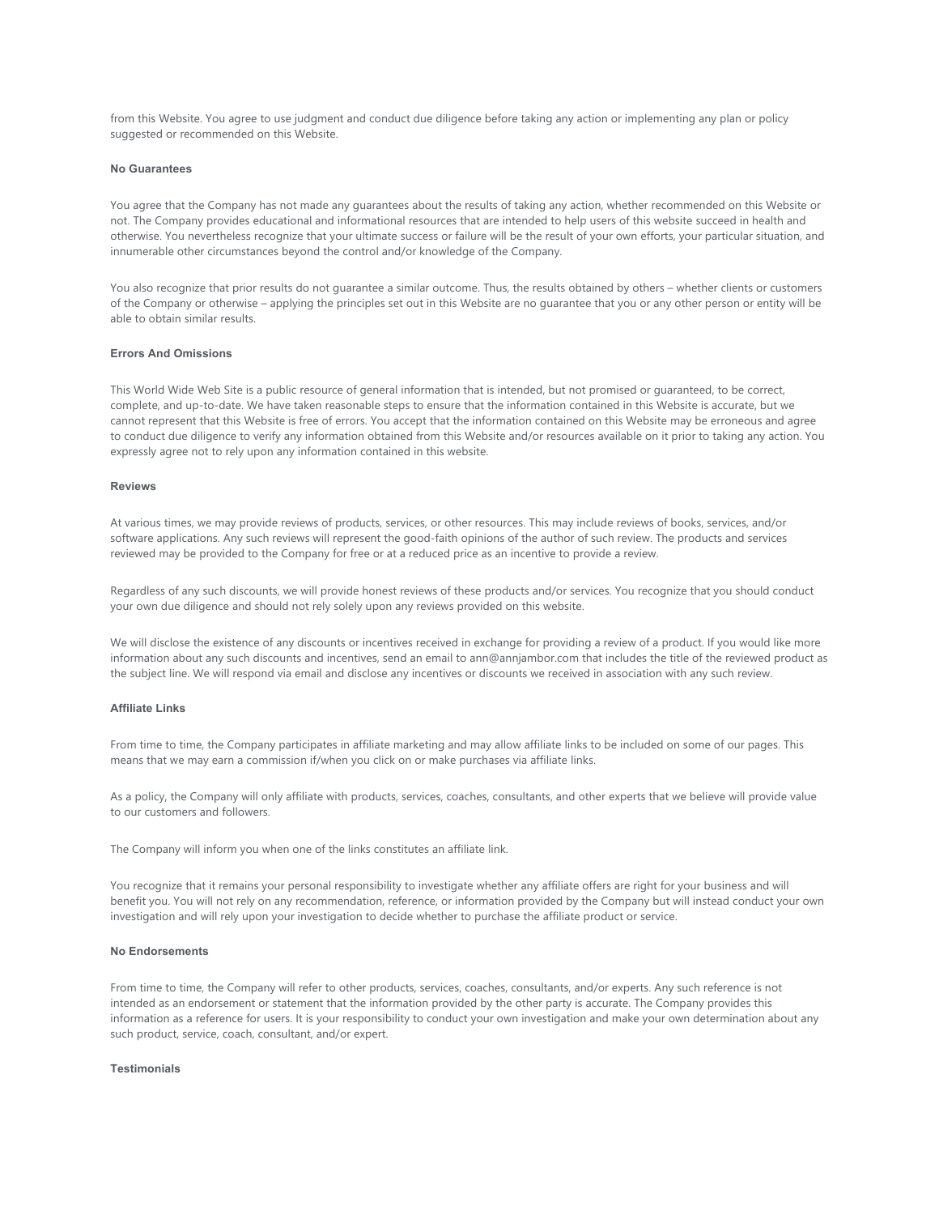from this Website. You agree to use judgment and conduct due diligence before taking any action or implementing any plan or policy suggested or recommended on this Website.

### No Guarantees

You agree that the Company has not made any guarantees about the results of taking any action, whether recommended on this Website or not. The Company provides educational and informational resources that are intended to help users of this website succeed in health and otherwise. You nevertheless recognize that your ultimate success or failure will be the result of your own efforts, your particular situation, and innumerable other circumstances beyond the control and/or knowledge of the Company.

You also recognize that prior results do not guarantee a similar outcome. Thus, the results obtained by others – whether clients or customers of the Company or otherwise – applying the principles set out in this Website are no guarantee that you or any other person or entity will be able to obtain similar results.

### Errors And Omissions

This World Wide Web Site is a public resource of general information that is intended, but not promised or guaranteed, to be correct, complete, and up-to-date. We have taken reasonable steps to ensure that the information contained in this Website is accurate, but we cannot represent that this Website is free of errors. You accept that the information contained on this Website may be erroneous and agree to conduct due diligence to verify any information obtained from this Website and/or resources available on it prior to taking any action. You expressly agree not to rely upon any information contained in this website.

### Reviews

At various times, we may provide reviews of products, services, or other resources. This may include reviews of books, services, and/or software applications. Any such reviews will represent the good-faith opinions of the author of such review. The products and services reviewed may be provided to the Company for free or at a reduced price as an incentive to provide a review.

Regardless of any such discounts, we will provide honest reviews of these products and/or services. You recognize that you should conduct your own due diligence and should not rely solely upon any reviews provided on this website.

We will disclose the existence of any discounts or incentives received in exchange for providing a review of a product. If you would like more information about any such discounts and incentives, send an email to ann@annjambor.com that includes the title of the reviewed product as the subject line. We will respond via email and disclose any incentives or discounts we received in association with any such review.

### Affiliate Links

From time to time, the Company participates in affiliate marketing and may allow affiliate links to be included on some of our pages. This means that we may earn a commission if/when you click on or make purchases via affiliate links.

As a policy, the Company will only affiliate with products, services, coaches, consultants, and other experts that we believe will provide value to our customers and followers.

The Company will inform you when one of the links constitutes an affiliate link.

You recognize that it remains your personal responsibility to investigate whether any affiliate offers are right for your business and will benefit you. You will not rely on any recommendation, reference, or information provided by the Company but will instead conduct your own investigation and will rely upon your investigation to decide whether to purchase the affiliate product or service.

### No Endorsements

From time to time, the Company will refer to other products, services, coaches, consultants, and/or experts. Any such reference is not intended as an endorsement or statement that the information provided by the other party is accurate. The Company provides this information as a reference for users. It is your responsibility to conduct your own investigation and make your own determination about any such product, service, coach, consultant, and/or expert.

### Testimonials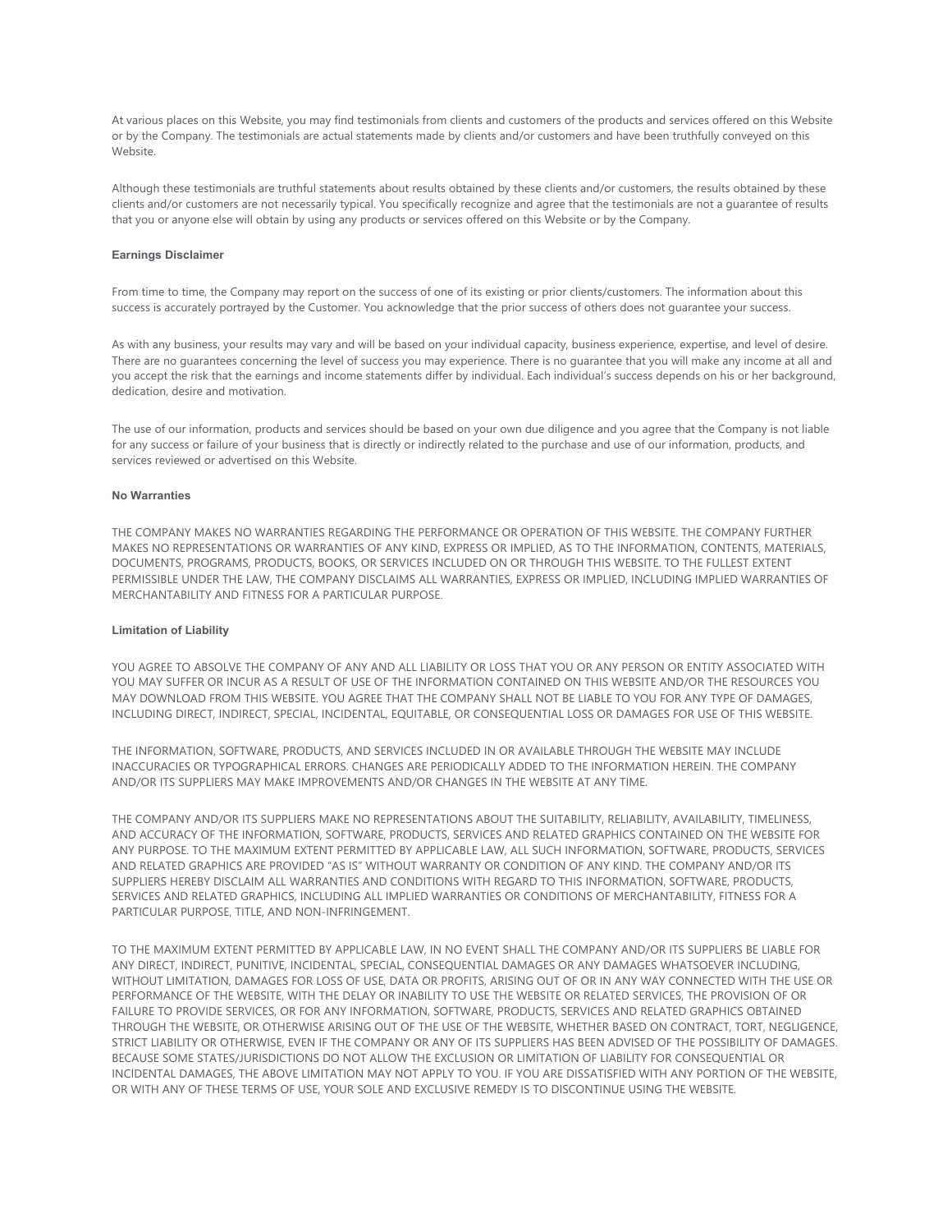At various places on this Website, you may find testimonials from clients and customers of the products and services offered on this Website or by the Company. The testimonials are actual statements made by clients and/or customers and have been truthfully conveyed on this Website.

Although these testimonials are truthful statements about results obtained by these clients and/or customers, the results obtained by these clients and/or customers are not necessarily typical. You specifically recognize and agree that the testimonials are not a guarantee of results that you or anyone else will obtain by using any products or services offered on this Website or by the Company.

#### Earnings Disclaimer

From time to time, the Company may report on the success of one of its existing or prior clients/customers. The information about this success is accurately portrayed by the Customer. You acknowledge that the prior success of others does not guarantee your success.

As with any business, your results may vary and will be based on your individual capacity, business experience, expertise, and level of desire. There are no guarantees concerning the level of success you may experience. There is no guarantee that you will make any income at all and you accept the risk that the earnings and income statements differ by individual. Each individual's success depends on his or her background, dedication, desire and motivation.

The use of our information, products and services should be based on your own due diligence and you agree that the Company is not liable for any success or failure of your business that is directly or indirectly related to the purchase and use of our information, products, and services reviewed or advertised on this Website.

#### No Warranties

THE COMPANY MAKES NO WARRANTIES REGARDING THE PERFORMANCE OR OPERATION OF THIS WEBSITE. THE COMPANY FURTHER MAKES NO REPRESENTATIONS OR WARRANTIES OF ANY KIND, EXPRESS OR IMPLIED, AS TO THE INFORMATION, CONTENTS, MATERIALS, DOCUMENTS, PROGRAMS, PRODUCTS, BOOKS, OR SERVICES INCLUDED ON OR THROUGH THIS WEBSITE. TO THE FULLEST EXTENT PERMISSIBLE UNDER THE LAW, THE COMPANY DISCLAIMS ALL WARRANTIES, EXPRESS OR IMPLIED, INCLUDING IMPLIED WARRANTIES OF MERCHANTABILITY AND FITNESS FOR A PARTICULAR PURPOSE.

#### Limitation of Liability

YOU AGREE TO ABSOLVE THE COMPANY OF ANY AND ALL LIABILITY OR LOSS THAT YOU OR ANY PERSON OR ENTITY ASSOCIATED WITH YOU MAY SUFFER OR INCUR AS A RESULT OF USE OF THE INFORMATION CONTAINED ON THIS WEBSITE AND/OR THE RESOURCES YOU MAY DOWNLOAD FROM THIS WEBSITE. YOU AGREE THAT THE COMPANY SHALL NOT BE LIABLE TO YOU FOR ANY TYPE OF DAMAGES, INCLUDING DIRECT, INDIRECT, SPECIAL, INCIDENTAL, EQUITABLE, OR CONSEQUENTIAL LOSS OR DAMAGES FOR USE OF THIS WEBSITE.

THE INFORMATION, SOFTWARE, PRODUCTS, AND SERVICES INCLUDED IN OR AVAILABLE THROUGH THE WEBSITE MAY INCLUDE INACCURACIES OR TYPOGRAPHICAL ERRORS. CHANGES ARE PERIODICALLY ADDED TO THE INFORMATION HEREIN. THE COMPANY AND/OR ITS SUPPLIERS MAY MAKE IMPROVEMENTS AND/OR CHANGES IN THE WEBSITE AT ANY TIME.

THE COMPANY AND/OR ITS SUPPLIERS MAKE NO REPRESENTATIONS ABOUT THE SUITABILITY, RELIABILITY, AVAILABILITY, TIMELINESS, AND ACCURACY OF THE INFORMATION, SOFTWARE, PRODUCTS, SERVICES AND RELATED GRAPHICS CONTAINED ON THE WEBSITE FOR ANY PURPOSE. TO THE MAXIMUM EXTENT PERMITTED BY APPLICABLE LAW, ALL SUCH INFORMATION, SOFTWARE, PRODUCTS, SERVICES AND RELATED GRAPHICS ARE PROVIDED "AS IS" WITHOUT WARRANTY OR CONDITION OF ANY KIND. THE COMPANY AND/OR ITS SUPPLIERS HEREBY DISCLAIM ALL WARRANTIES AND CONDITIONS WITH REGARD TO THIS INFORMATION, SOFTWARE, PRODUCTS, SERVICES AND RELATED GRAPHICS, INCLUDING ALL IMPLIED WARRANTIES OR CONDITIONS OF MERCHANTABILITY, FITNESS FOR A PARTICULAR PURPOSE, TITLE, AND NON-INFRINGEMENT.

TO THE MAXIMUM EXTENT PERMITTED BY APPLICABLE LAW, IN NO EVENT SHALL THE COMPANY AND/OR ITS SUPPLIERS BE LIABLE FOR ANY DIRECT, INDIRECT, PUNITIVE, INCIDENTAL, SPECIAL, CONSEQUENTIAL DAMAGES OR ANY DAMAGES WHATSOEVER INCLUDING, WITHOUT LIMITATION, DAMAGES FOR LOSS OF USE, DATA OR PROFITS, ARISING OUT OF OR IN ANY WAY CONNECTED WITH THE USE OR PERFORMANCE OF THE WEBSITE, WITH THE DELAY OR INABILITY TO USE THE WEBSITE OR RELATED SERVICES, THE PROVISION OF OR FAILURE TO PROVIDE SERVICES, OR FOR ANY INFORMATION, SOFTWARE, PRODUCTS, SERVICES AND RELATED GRAPHICS OBTAINED THROUGH THE WEBSITE, OR OTHERWISE ARISING OUT OF THE USE OF THE WEBSITE, WHETHER BASED ON CONTRACT, TORT, NEGLIGENCE, STRICT LIABILITY OR OTHERWISE, EVEN IF THE COMPANY OR ANY OF ITS SUPPLIERS HAS BEEN ADVISED OF THE POSSIBILITY OF DAMAGES. BECAUSE SOME STATES/JURISDICTIONS DO NOT ALLOW THE EXCLUSION OR LIMITATION OF LIABILITY FOR CONSEQUENTIAL OR INCIDENTAL DAMAGES, THE ABOVE LIMITATION MAY NOT APPLY TO YOU. IF YOU ARE DISSATISFIED WITH ANY PORTION OF THE WEBSITE, OR WITH ANY OF THESE TERMS OF USE, YOUR SOLE AND EXCLUSIVE REMEDY IS TO DISCONTINUE USING THE WEBSITE.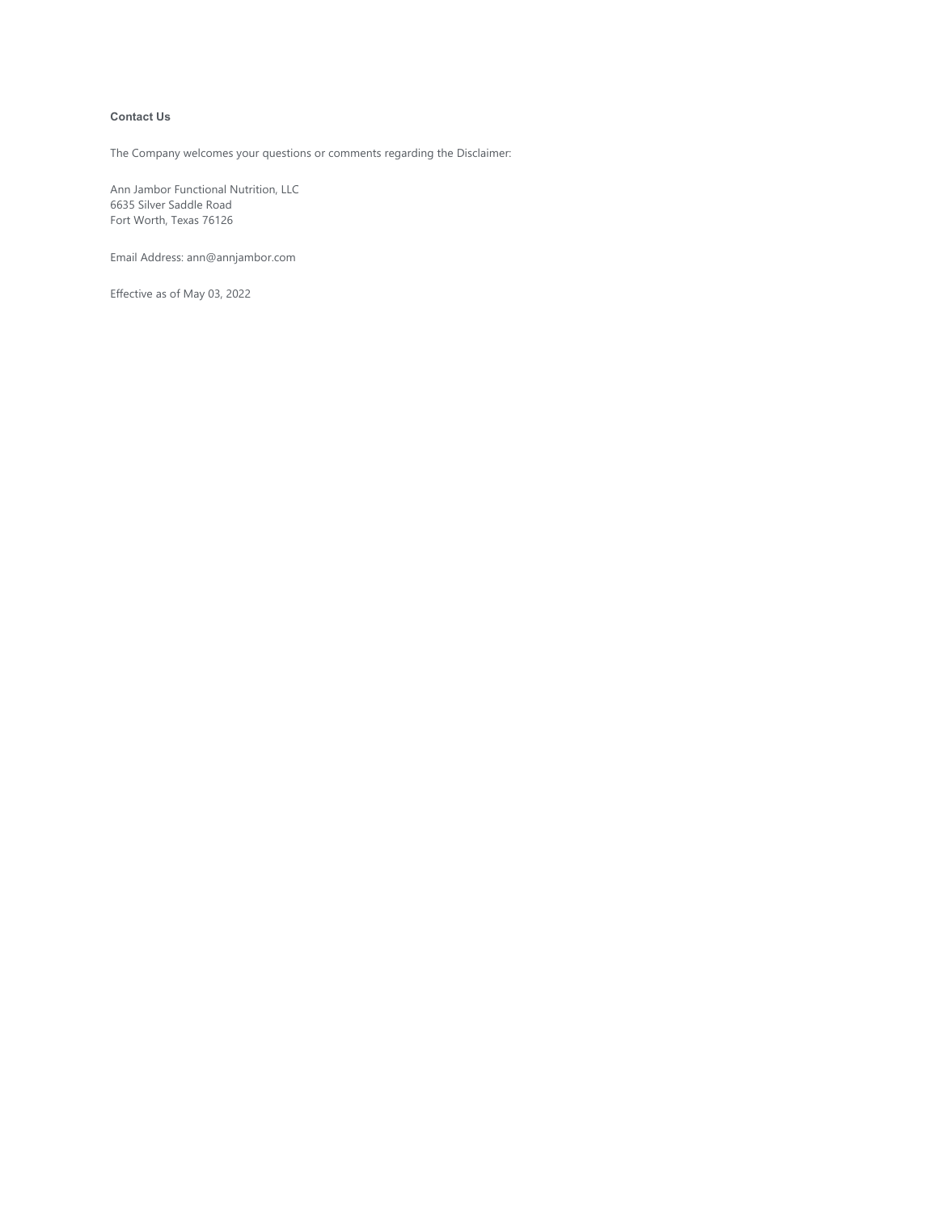**Contact Us**

The Company welcomes your questions or comments regarding the Disclaimer:

Ann Jambor Functional Nutrition, LLC
6635 Silver Saddle Road
Fort Worth, Texas 76126

Email Address: ann@annjambor.com

Effective as of May 03, 2022